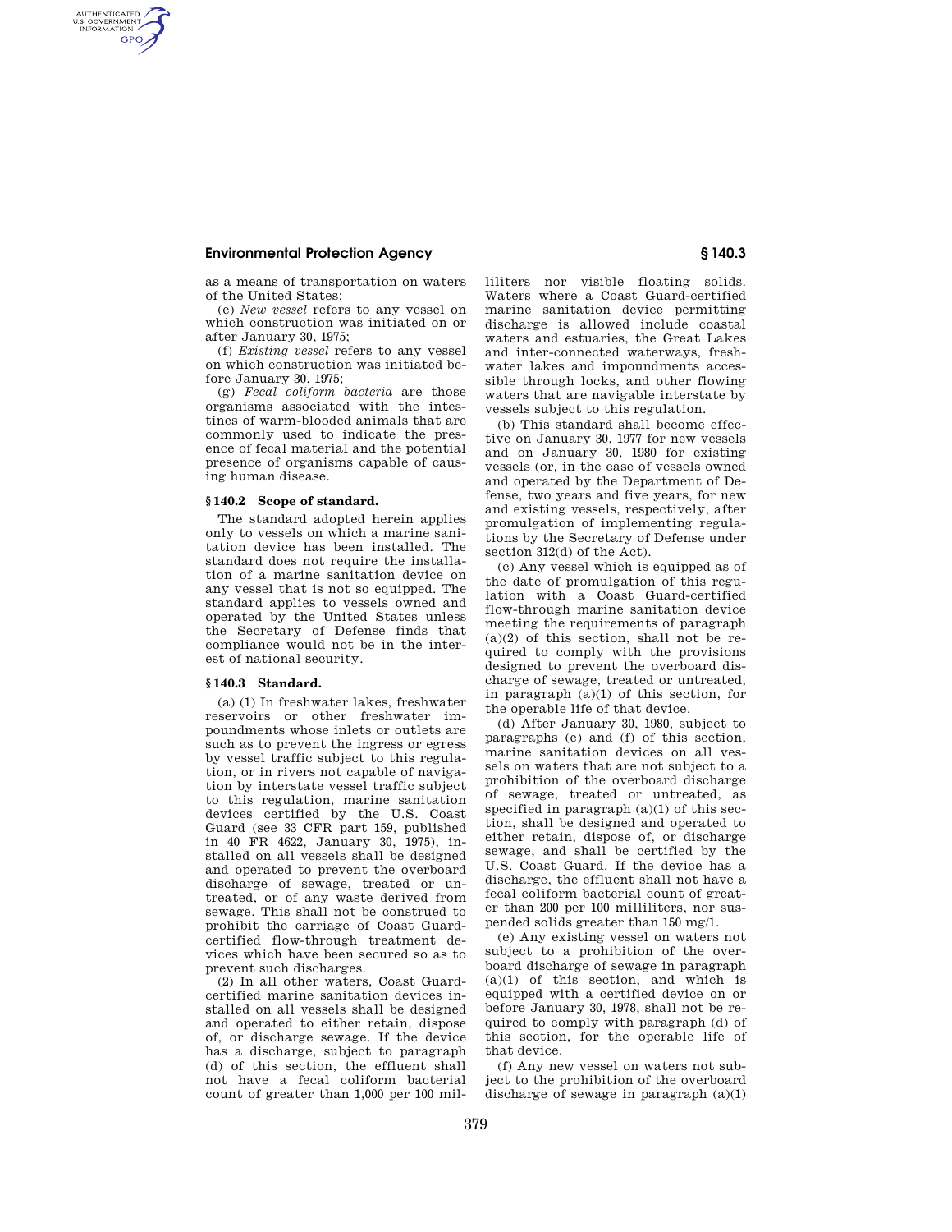as a means of transportation on waters of the United States;

(e) *New vessel* refers to any vessel on which construction was initiated on or after January 30, 1975;

(f) *Existing vessel* refers to any vessel on which construction was initiated before January 30, 1975;

(g) *Fecal coliform bacteria* are those organisms associated with the intestines of warm-blooded animals that are commonly used to indicate the presence of fecal material and the potential presence of organisms capable of causing human disease.

### § 140.2 Scope of standard.

The standard adopted herein applies only to vessels on which a marine sanitation device has been installed. The standard does not require the installation of a marine sanitation device on any vessel that is not so equipped. The standard applies to vessels owned and operated by the United States unless the Secretary of Defense finds that compliance would not be in the interest of national security.

### § 140.3 Standard.

(a) (1) In freshwater lakes, freshwater reservoirs or other freshwater impoundments whose inlets or outlets are such as to prevent the ingress or egress by vessel traffic subject to this regulation, or in rivers not capable of navigation by interstate vessel traffic subject to this regulation, marine sanitation devices certified by the U.S. Coast Guard (see 33 CFR part 159, published in 40 FR 4622, January 30, 1975), installed on all vessels shall be designed and operated to prevent the overboard discharge of sewage, treated or untreated, or of any waste derived from sewage. This shall not be construed to prohibit the carriage of Coast Guard-certified flow-through treatment devices which have been secured so as to prevent such discharges.

(2) In all other waters, Coast Guard-certified marine sanitation devices installed on all vessels shall be designed and operated to either retain, dispose of, or discharge sewage. If the device has a discharge, subject to paragraph (d) of this section, the effluent shall not have a fecal coliform bacterial count of greater than 1,000 per 100 milliliters nor visible floating solids. Waters where a Coast Guard-certified marine sanitation device permitting discharge is allowed include coastal waters and estuaries, the Great Lakes and inter-connected waterways, freshwater lakes and impoundments accessible through locks, and other flowing waters that are navigable interstate by vessels subject to this regulation.

(b) This standard shall become effective on January 30, 1977 for new vessels and on January 30, 1980 for existing vessels (or, in the case of vessels owned and operated by the Department of Defense, two years and five years, for new and existing vessels, respectively, after promulgation of implementing regulations by the Secretary of Defense under section 312(d) of the Act).

(c) Any vessel which is equipped as of the date of promulgation of this regulation with a Coast Guard-certified flow-through marine sanitation device meeting the requirements of paragraph (a)(2) of this section, shall not be required to comply with the provisions designed to prevent the overboard discharge of sewage, treated or untreated, in paragraph (a)(1) of this section, for the operable life of that device.

(d) After January 30, 1980, subject to paragraphs (e) and (f) of this section, marine sanitation devices on all vessels on waters that are not subject to a prohibition of the overboard discharge of sewage, treated or untreated, as specified in paragraph (a)(1) of this section, shall be designed and operated to either retain, dispose of, or discharge sewage, and shall be certified by the U.S. Coast Guard. If the device has a discharge, the effluent shall not have a fecal coliform bacterial count of greater than 200 per 100 milliliters, nor suspended solids greater than 150 mg/1.

(e) Any existing vessel on waters not subject to a prohibition of the overboard discharge of sewage in paragraph (a)(1) of this section, and which is equipped with a certified device on or before January 30, 1978, shall not be required to comply with paragraph (d) of this section, for the operable life of that device.

(f) Any new vessel on waters not subject to the prohibition of the overboard discharge of sewage in paragraph (a)(1)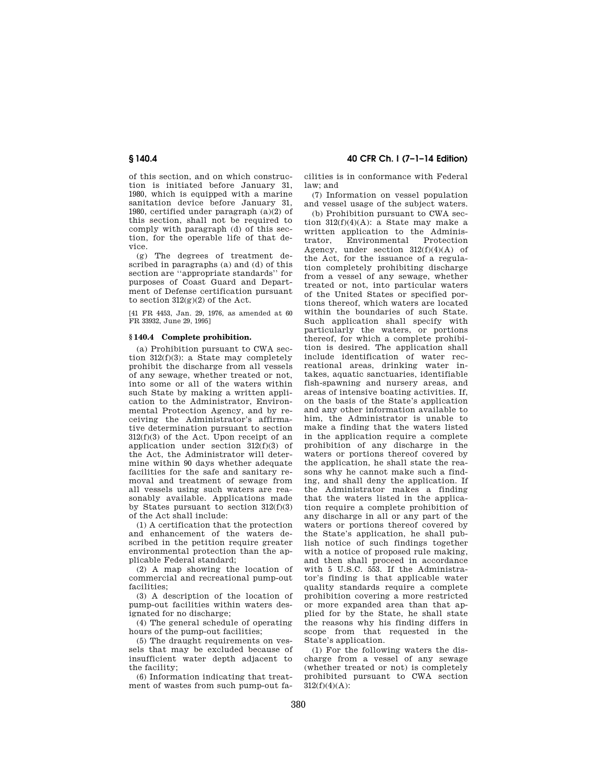of this section, and on which construction is initiated before January 31, 1980, which is equipped with a marine sanitation device before January 31, 1980, certified under paragraph (a)(2) of this section, shall not be required to comply with paragraph (d) of this section, for the operable life of that device.

(g) The degrees of treatment described in paragraphs (a) and (d) of this section are ''appropriate standards'' for purposes of Coast Guard and Department of Defense certification pursuant to section 312(g)(2) of the Act.

[41 FR 4453, Jan. 29, 1976, as amended at 60 FR 33932, June 29, 1995]

## § 140.4 Complete prohibition.

(a) Prohibition pursuant to CWA section 312(f)(3): a State may completely prohibit the discharge from all vessels of any sewage, whether treated or not, into some or all of the waters within such State by making a written application to the Administrator, Environmental Protection Agency, and by receiving the Administrator's affirmative determination pursuant to section 312(f)(3) of the Act. Upon receipt of an application under section 312(f)(3) of the Act, the Administrator will determine within 90 days whether adequate facilities for the safe and sanitary removal and treatment of sewage from all vessels using such waters are reasonably available. Applications made by States pursuant to section 312(f)(3) of the Act shall include:

(1) A certification that the protection and enhancement of the waters described in the petition require greater environmental protection than the applicable Federal standard;

(2) A map showing the location of commercial and recreational pump-out facilities;

(3) A description of the location of pump-out facilities within waters designated for no discharge;

(4) The general schedule of operating hours of the pump-out facilities;

(5) The draught requirements on vessels that may be excluded because of insufficient water depth adjacent to the facility;

(6) Information indicating that treatment of wastes from such pump-out facilities is in conformance with Federal law; and

(7) Information on vessel population and vessel usage of the subject waters.

(b) Prohibition pursuant to CWA section 312(f)(4)(A): a State may make a written application to the Administrator, Environmental Protection Agency, under section 312(f)(4)(A) of the Act, for the issuance of a regulation completely prohibiting discharge from a vessel of any sewage, whether treated or not, into particular waters of the United States or specified portions thereof, which waters are located within the boundaries of such State. Such application shall specify with particularly the waters, or portions thereof, for which a complete prohibition is desired. The application shall include identification of water recreational areas, drinking water intakes, aquatic sanctuaries, identifiable fish-spawning and nursery areas, and areas of intensive boating activities. If, on the basis of the State's application and any other information available to him, the Administrator is unable to make a finding that the waters listed in the application require a complete prohibition of any discharge in the waters or portions thereof covered by the application, he shall state the reasons why he cannot make such a finding, and shall deny the application. If the Administrator makes a finding that the waters listed in the application require a complete prohibition of any discharge in all or any part of the waters or portions thereof covered by the State's application, he shall publish notice of such findings together with a notice of proposed rule making, and then shall proceed in accordance with 5 U.S.C. 553. If the Administrator's finding is that applicable water quality standards require a complete prohibition covering a more restricted or more expanded area than that applied for by the State, he shall state the reasons why his finding differs in scope from that requested in the State's application.

(1) For the following waters the discharge from a vessel of any sewage (whether treated or not) is completely prohibited pursuant to CWA section 312(f)(4)(A):